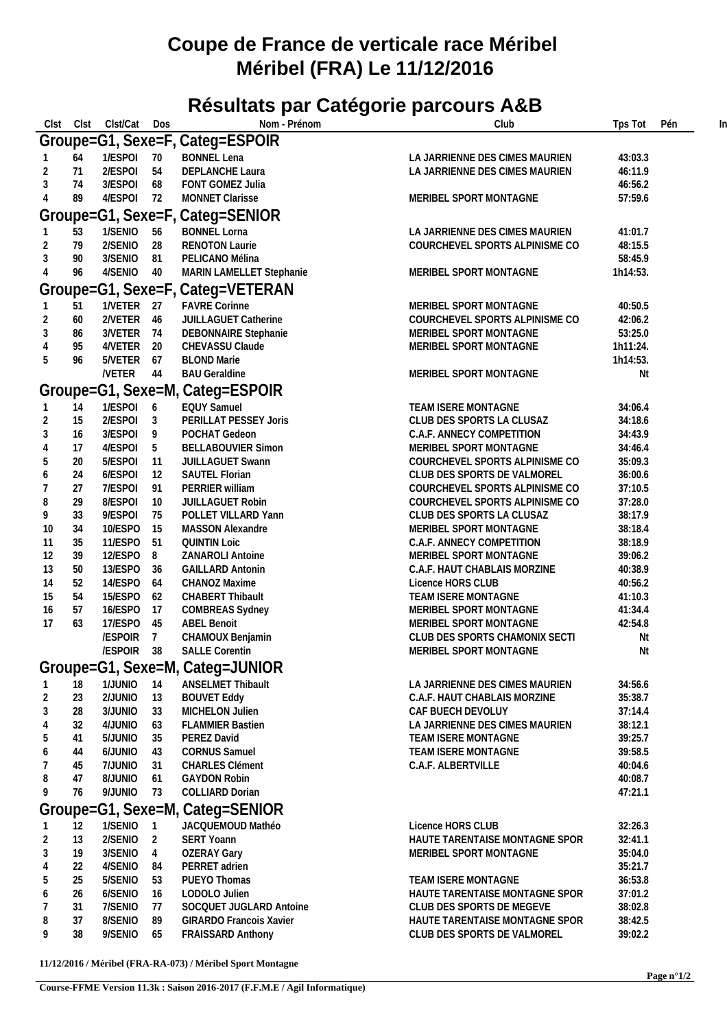# Coupe de France de verticale race Méribel
# Méribel (FRA) Le 11/12/2016

## Résultats par Catégorie parcours A&B

| Clst | Clst | Clst/Cat | Dos | Nom - Prénom | Club | Tps Tot | Pén | In |
|---|---|---|---|---|---|---|---|---|
| **Groupe=G1, Sexe=F, Categ=ESPOIR** | | | | | | | | |
| 1 | 64 | 1/ESPOI | 70 | BONNEL Lena | LA JARRIENNE DES CIMES MAURIEN | 43:03.3 | | |
| 2 | 71 | 2/ESPOI | 54 | DEPLANCHE Laura | LA JARRIENNE DES CIMES MAURIEN | 46:11.9 | | |
| 3 | 74 | 3/ESPOI | 68 | FONT GOMEZ Julia | | 46:56.2 | | |
| 4 | 89 | 4/ESPOI | 72 | MONNET Clarisse | MERIBEL SPORT MONTAGNE | 57:59.6 | | |
| **Groupe=G1, Sexe=F, Categ=SENIOR** | | | | | | | | |
| 1 | 53 | 1/SENIO | 56 | BONNEL Lorna | LA JARRIENNE DES CIMES MAURIEN | 41:01.7 | | |
| 2 | 79 | 2/SENIO | 28 | RENOTON Laurie | COURCHEVEL SPORTS ALPINISME CO | 48:15.5 | | |
| 3 | 90 | 3/SENIO | 81 | PELICANO Mélina | | 58:45.9 | | |
| 4 | 96 | 4/SENIO | 40 | MARIN LAMELLET Stephanie | MERIBEL SPORT MONTAGNE | 1h14:53. | | |
| **Groupe=G1, Sexe=F, Categ=VETERAN** | | | | | | | | |
| 1 | 51 | 1/VETER | 27 | FAVRE Corinne | MERIBEL SPORT MONTAGNE | 40:50.5 | | |
| 2 | 60 | 2/VETER | 46 | JUILLAGUET Catherine | COURCHEVEL SPORTS ALPINISME CO | 42:06.2 | | |
| 3 | 86 | 3/VETER | 74 | DEBONNAIRE Stephanie | MERIBEL SPORT MONTAGNE | 53:25.0 | | |
| 4 | 95 | 4/VETER | 20 | CHEVASSU Claude | MERIBEL SPORT MONTAGNE | 1h11:24. | | |
| 5 | 96 | 5/VETER | 67 | BLOND Marie | | 1h14:53. | | |
| | | /VETER | 44 | BAU Geraldine | MERIBEL SPORT MONTAGNE | Nt | | |
| **Groupe=G1, Sexe=M, Categ=ESPOIR** | | | | | | | | |
| 1 | 14 | 1/ESPOI | 6 | EQUY Samuel | TEAM ISERE MONTAGNE | 34:06.4 | | |
| 2 | 15 | 2/ESPOI | 3 | PERILLAT PESSEY Joris | CLUB DES SPORTS LA CLUSAZ | 34:18.6 | | |
| 3 | 16 | 3/ESPOI | 9 | POCHAT Gedeon | C.A.F. ANNECY COMPETITION | 34:43.9 | | |
| 4 | 17 | 4/ESPOI | 5 | BELLABOUVIER Simon | MERIBEL SPORT MONTAGNE | 34:46.4 | | |
| 5 | 20 | 5/ESPOI | 11 | JUILLAGUET Swann | COURCHEVEL SPORTS ALPINISME CO | 35:09.3 | | |
| 6 | 24 | 6/ESPOI | 12 | SAUTEL Florian | CLUB DES SPORTS DE VALMOREL | 36:00.6 | | |
| 7 | 27 | 7/ESPOI | 91 | PERRIER william | COURCHEVEL SPORTS ALPINISME CO | 37:10.5 | | |
| 8 | 29 | 8/ESPOI | 10 | JUILLAGUET Robin | COURCHEVEL SPORTS ALPINISME CO | 37:28.0 | | |
| 9 | 33 | 9/ESPOI | 75 | POLLET VILLARD Yann | CLUB DES SPORTS LA CLUSAZ | 38:17.9 | | |
| 10 | 34 | 10/ESPO | 15 | MASSON Alexandre | MERIBEL SPORT MONTAGNE | 38:18.4 | | |
| 11 | 35 | 11/ESPO | 51 | QUINTIN Loic | C.A.F. ANNECY COMPETITION | 38:18.9 | | |
| 12 | 39 | 12/ESPO | 8 | ZANAROLI Antoine | MERIBEL SPORT MONTAGNE | 39:06.2 | | |
| 13 | 50 | 13/ESPO | 36 | GAILLARD Antonin | C.A.F. HAUT CHABLAIS MORZINE | 40:38.9 | | |
| 14 | 52 | 14/ESPO | 64 | CHANOZ Maxime | Licence HORS CLUB | 40:56.2 | | |
| 15 | 54 | 15/ESPO | 62 | CHABERT Thibault | TEAM ISERE MONTAGNE | 41:10.3 | | |
| 16 | 57 | 16/ESPO | 17 | COMBREAS Sydney | MERIBEL SPORT MONTAGNE | 41:34.4 | | |
| 17 | 63 | 17/ESPO | 45 | ABEL Benoit | MERIBEL SPORT MONTAGNE | 42:54.8 | | |
| | | /ESPOIR | 7 | CHAMOUX Benjamin | CLUB DES SPORTS CHAMONIX SECTI | Nt | | |
| | | /ESPOIR | 38 | SALLE Corentin | MERIBEL SPORT MONTAGNE | Nt | | |
| **Groupe=G1, Sexe=M, Categ=JUNIOR** | | | | | | | | |
| 1 | 18 | 1/JUNIO | 14 | ANSELMET Thibault | LA JARRIENNE DES CIMES MAURIEN | 34:56.6 | | |
| 2 | 23 | 2/JUNIO | 13 | BOUVET Eddy | C.A.F. HAUT CHABLAIS MORZINE | 35:38.7 | | |
| 3 | 28 | 3/JUNIO | 33 | MICHELON Julien | CAF BUECH DEVOLUY | 37:14.4 | | |
| 4 | 32 | 4/JUNIO | 63 | FLAMMIER Bastien | LA JARRIENNE DES CIMES MAURIEN | 38:12.1 | | |
| 5 | 41 | 5/JUNIO | 35 | PEREZ David | TEAM ISERE MONTAGNE | 39:25.7 | | |
| 6 | 44 | 6/JUNIO | 43 | CORNUS Samuel | TEAM ISERE MONTAGNE | 39:58.5 | | |
| 7 | 45 | 7/JUNIO | 31 | CHARLES Clément | C.A.F. ALBERTVILLE | 40:04.6 | | |
| 8 | 47 | 8/JUNIO | 61 | GAYDON Robin | | 40:08.7 | | |
| 9 | 76 | 9/JUNIO | 73 | COLLIARD Dorian | | 47:21.1 | | |
| **Groupe=G1, Sexe=M, Categ=SENIOR** | | | | | | | | |
| 1 | 12 | 1/SENIO | 1 | JACQUEMOUD Mathéo | Licence HORS CLUB | 32:26.3 | | |
| 2 | 13 | 2/SENIO | 2 | SERT Yoann | HAUTE TARENTAISE MONTAGNE SPOR | 32:41.1 | | |
| 3 | 19 | 3/SENIO | 4 | OZERAY Gary | MERIBEL SPORT MONTAGNE | 35:04.0 | | |
| 4 | 22 | 4/SENIO | 84 | PERRET adrien | | 35:21.7 | | |
| 5 | 25 | 5/SENIO | 53 | PUEYO Thomas | TEAM ISERE MONTAGNE | 36:53.8 | | |
| 6 | 26 | 6/SENIO | 16 | LODOLO Julien | HAUTE TARENTAISE MONTAGNE SPOR | 37:01.2 | | |
| 7 | 31 | 7/SENIO | 77 | SOCQUET JUGLARD Antoine | CLUB DES SPORTS DE MEGEVE | 38:02.8 | | |
| 8 | 37 | 8/SENIO | 89 | GIRARDO Francois Xavier | HAUTE TARENTAISE MONTAGNE SPOR | 38:42.5 | | |
| 9 | 38 | 9/SENIO | 65 | FRAISSARD Anthony | CLUB DES SPORTS DE VALMOREL | 39:02.2 | | |

11/12/2016 / Méribel (FRA-RA-073) / Méribel Sport Montagne

Course-FFME Version 11.3k : Saison 2016-2017 (F.F.M.E / Agil Informatique)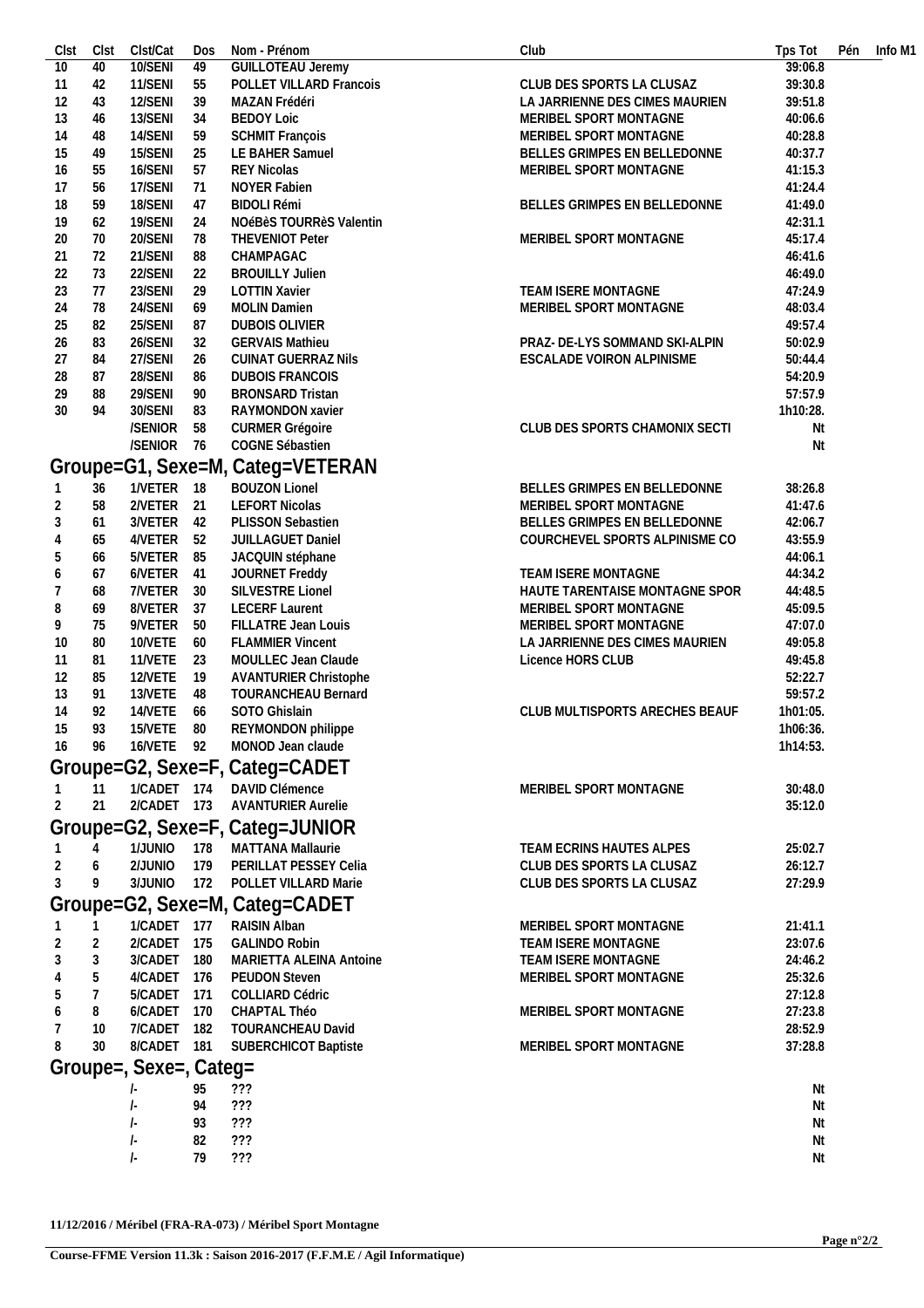| Clst | Clst | Clst/Cat | Dos | Nom - Prénom | Club | Tps Tot | Pén | Info M1 |
|---|---|---|---|---|---|---|---|---|
| 10 | 40 | 10/SENI | 49 | GUILLOTEAU Jeremy | | 39:06.8 | | |
| 11 | 42 | 11/SENI | 55 | POLLET VILLARD Francois | CLUB DES SPORTS LA CLUSAZ | 39:30.8 | | |
| 12 | 43 | 12/SENI | 39 | MAZAN Frédéri | LA JARRIENNE DES CIMES MAURIEN | 39:51.8 | | |
| 13 | 46 | 13/SENI | 34 | BEDOY Loic | MERIBEL SPORT MONTAGNE | 40:06.6 | | |
| 14 | 48 | 14/SENI | 59 | SCHMIT François | MERIBEL SPORT MONTAGNE | 40:28.8 | | |
| 15 | 49 | 15/SENI | 25 | LE BAHER Samuel | BELLES GRIMPES EN BELLEDONNE | 40:37.7 | | |
| 16 | 55 | 16/SENI | 57 | REY Nicolas | MERIBEL SPORT MONTAGNE | 41:15.3 | | |
| 17 | 56 | 17/SENI | 71 | NOYER Fabien | | 41:24.4 | | |
| 18 | 59 | 18/SENI | 47 | BIDOLI Rémi | BELLES GRIMPES EN BELLEDONNE | 41:49.0 | | |
| 19 | 62 | 19/SENI | 24 | NOéBèS TOURRèS Valentin | | 42:31.1 | | |
| 20 | 70 | 20/SENI | 78 | THEVENIOT Peter | MERIBEL SPORT MONTAGNE | 45:17.4 | | |
| 21 | 72 | 21/SENI | 88 | CHAMPAGAC | | 46:41.6 | | |
| 22 | 73 | 22/SENI | 22 | BROUILLY Julien | | 46:49.0 | | |
| 23 | 77 | 23/SENI | 29 | LOTTIN Xavier | TEAM ISERE MONTAGNE | 47:24.9 | | |
| 24 | 78 | 24/SENI | 69 | MOLIN Damien | MERIBEL SPORT MONTAGNE | 48:03.4 | | |
| 25 | 82 | 25/SENI | 87 | DUBOIS OLIVIER | | 49:57.4 | | |
| 26 | 83 | 26/SENI | 32 | GERVAIS Mathieu | PRAZ- DE-LYS SOMMAND SKI-ALPIN | 50:02.9 | | |
| 27 | 84 | 27/SENI | 26 | CUINAT GUERRAZ Nils | ESCALADE VOIRON ALPINISME | 50:44.4 | | |
| 28 | 87 | 28/SENI | 86 | DUBOIS FRANCOIS | | 54:20.9 | | |
| 29 | 88 | 29/SENI | 90 | BRONSARD Tristan | | 57:57.9 | | |
| 30 | 94 | 30/SENI | 83 | RAYMONDON xavier | | 1h10:28. | | |
| | | /SENIOR | 58 | CURMER Grégoire | CLUB DES SPORTS CHAMONIX SECTI | Nt | | |
| | | /SENIOR | 76 | COGNE Sébastien | | Nt | | |

## Groupe=G1, Sexe=M, Categ=VETERAN

| Clst | Clst | Clst/Cat | Dos | Nom - Prénom | Club | Tps Tot | Pén | Info M1 |
|---|---|---|---|---|---|---|---|---|
| 1 | 36 | 1/VETER | 18 | BOUZON Lionel | BELLES GRIMPES EN BELLEDONNE | 38:26.8 | | |
| 2 | 58 | 2/VETER | 21 | LEFORT Nicolas | MERIBEL SPORT MONTAGNE | 41:47.6 | | |
| 3 | 61 | 3/VETER | 42 | PLISSON Sebastien | BELLES GRIMPES EN BELLEDONNE | 42:06.7 | | |
| 4 | 65 | 4/VETER | 52 | JUILLAGUET Daniel | COURCHEVEL SPORTS ALPINISME CO | 43:55.9 | | |
| 5 | 66 | 5/VETER | 85 | JACQUIN stéphane | | 44:06.1 | | |
| 6 | 67 | 6/VETER | 41 | JOURNET Freddy | TEAM ISERE MONTAGNE | 44:34.2 | | |
| 7 | 68 | 7/VETER | 30 | SILVESTRE Lionel | HAUTE TARENTAISE MONTAGNE SPOR | 44:48.5 | | |
| 8 | 69 | 8/VETER | 37 | LECERF Laurent | MERIBEL SPORT MONTAGNE | 45:09.5 | | |
| 9 | 75 | 9/VETER | 50 | FILLATRE Jean Louis | MERIBEL SPORT MONTAGNE | 47:07.0 | | |
| 10 | 80 | 10/VETE | 60 | FLAMMIER Vincent | LA JARRIENNE DES CIMES MAURIEN | 49:05.8 | | |
| 11 | 81 | 11/VETE | 23 | MOULLEC Jean Claude | Licence HORS CLUB | 49:45.8 | | |
| 12 | 85 | 12/VETE | 19 | AVANTURIER Christophe | | 52:22.7 | | |
| 13 | 91 | 13/VETE | 48 | TOURANCHEAU Bernard | | 59:57.2 | | |
| 14 | 92 | 14/VETE | 66 | SOTO Ghislain | CLUB MULTISPORTS ARECHES BEAUF | 1h01:05. | | |
| 15 | 93 | 15/VETE | 80 | REYMONDON philippe | | 1h06:36. | | |
| 16 | 96 | 16/VETE | 92 | MONOD Jean claude | | 1h14:53. | | |

## Groupe=G2, Sexe=F, Categ=CADET

| Clst | Clst | Clst/Cat | Dos | Nom - Prénom | Club | Tps Tot | Pén | Info M1 |
|---|---|---|---|---|---|---|---|---|
| 1 | 11 | 1/CADET | 174 | DAVID Clémence | MERIBEL SPORT MONTAGNE | 30:48.0 | | |
| 2 | 21 | 2/CADET | 173 | AVANTURIER Aurelie | | 35:12.0 | | |

## Groupe=G2, Sexe=F, Categ=JUNIOR

| Clst | Clst | Clst/Cat | Dos | Nom - Prénom | Club | Tps Tot | Pén | Info M1 |
|---|---|---|---|---|---|---|---|---|
| 1 | 4 | 1/JUNIO | 178 | MATTANA Mallaurie | TEAM ECRINS HAUTES ALPES | 25:02.7 | | |
| 2 | 6 | 2/JUNIO | 179 | PERILLAT PESSEY Celia | CLUB DES SPORTS LA CLUSAZ | 26:12.7 | | |
| 3 | 9 | 3/JUNIO | 172 | POLLET VILLARD Marie | CLUB DES SPORTS LA CLUSAZ | 27:29.9 | | |

## Groupe=G2, Sexe=M, Categ=CADET

| Clst | Clst | Clst/Cat | Dos | Nom - Prénom | Club | Tps Tot | Pén | Info M1 |
|---|---|---|---|---|---|---|---|---|
| 1 | 1 | 1/CADET | 177 | RAISIN Alban | MERIBEL SPORT MONTAGNE | 21:41.1 | | |
| 2 | 2 | 2/CADET | 175 | GALINDO Robin | TEAM ISERE MONTAGNE | 23:07.6 | | |
| 3 | 3 | 3/CADET | 180 | MARIETTA ALEINA Antoine | TEAM ISERE MONTAGNE | 24:46.2 | | |
| 4 | 5 | 4/CADET | 176 | PEUDON Steven | MERIBEL SPORT MONTAGNE | 25:32.6 | | |
| 5 | 7 | 5/CADET | 171 | COLLIARD Cédric | | 27:12.8 | | |
| 6 | 8 | 6/CADET | 170 | CHAPTAL Théo | MERIBEL SPORT MONTAGNE | 27:23.8 | | |
| 7 | 10 | 7/CADET | 182 | TOURANCHEAU David | | 28:52.9 | | |
| 8 | 30 | 8/CADET | 181 | SUBERCHICOT Baptiste | MERIBEL SPORT MONTAGNE | 37:28.8 | | |

## Groupe=, Sexe=, Categ=

| Clst | Clst | Clst/Cat | Dos | Nom - Prénom | Club | Tps Tot | Pén | Info M1 |
|---|---|---|---|---|---|---|---|---|
| | | /- | 95 | ??? | | Nt | | |
| | | /- | 94 | ??? | | Nt | | |
| | | /- | 93 | ??? | | Nt | | |
| | | /- | 82 | ??? | | Nt | | |
| | | /- | 79 | ??? | | Nt | | |

**11/12/2016 / Méribel (FRA-RA-073) / Méribel Sport Montagne**

**Course-FFME Version 11.3k : Saison 2016-2017 (F.F.M.E / Agil Informatique)**